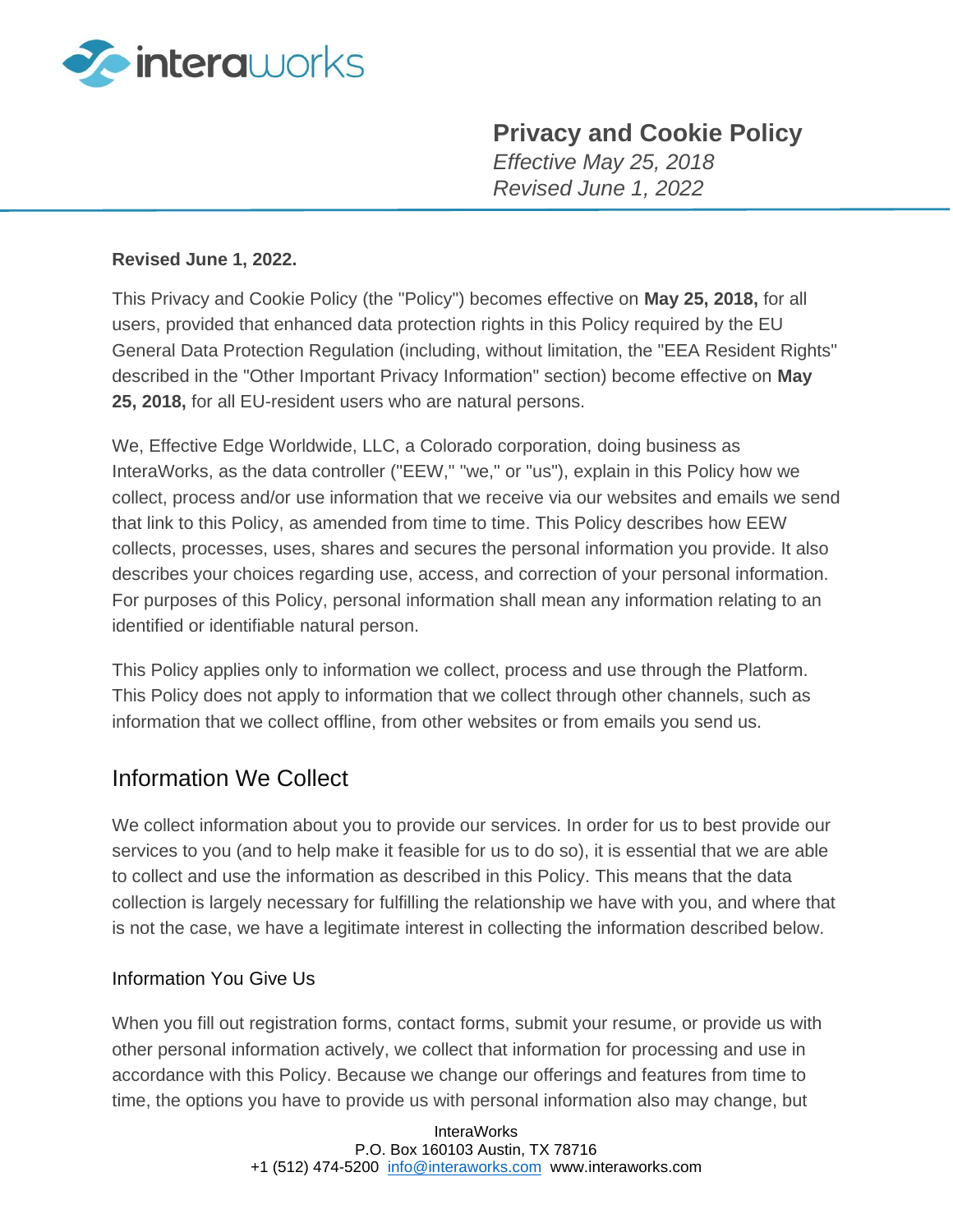# Privacy and Cookie Policy

*Effective May 25, 2018*
*Revised June 1, 2022*

**Revised June 1, 2022.**

This Privacy and Cookie Policy (the "Policy") becomes effective on **May 25, 2018,** for all users, provided that enhanced data protection rights in this Policy required by the EU General Data Protection Regulation (including, without limitation, the "EEA Resident Rights" described in the "Other Important Privacy Information" section) become effective on **May 25, 2018,** for all EU-resident users who are natural persons.

We, Effective Edge Worldwide, LLC, a Colorado corporation, doing business as InteraWorks, as the data controller ("EEW," "we," or "us"), explain in this Policy how we collect, process and/or use information that we receive via our websites and emails we send that link to this Policy, as amended from time to time. This Policy describes how EEW collects, processes, uses, shares and secures the personal information you provide. It also describes your choices regarding use, access, and correction of your personal information. For purposes of this Policy, personal information shall mean any information relating to an identified or identifiable natural person.

This Policy applies only to information we collect, process and use through the Platform. This Policy does not apply to information that we collect through other channels, such as information that we collect offline, from other websites or from emails you send us.

## Information We Collect

We collect information about you to provide our services. In order for us to best provide our services to you (and to help make it feasible for us to do so), it is essential that we are able to collect and use the information as described in this Policy. This means that the data collection is largely necessary for fulfilling the relationship we have with you, and where that is not the case, we have a legitimate interest in collecting the information described below.

### Information You Give Us

When you fill out registration forms, contact forms, submit your resume, or provide us with other personal information actively, we collect that information for processing and use in accordance with this Policy. Because we change our offerings and features from time to time, the options you have to provide us with personal information also may change, but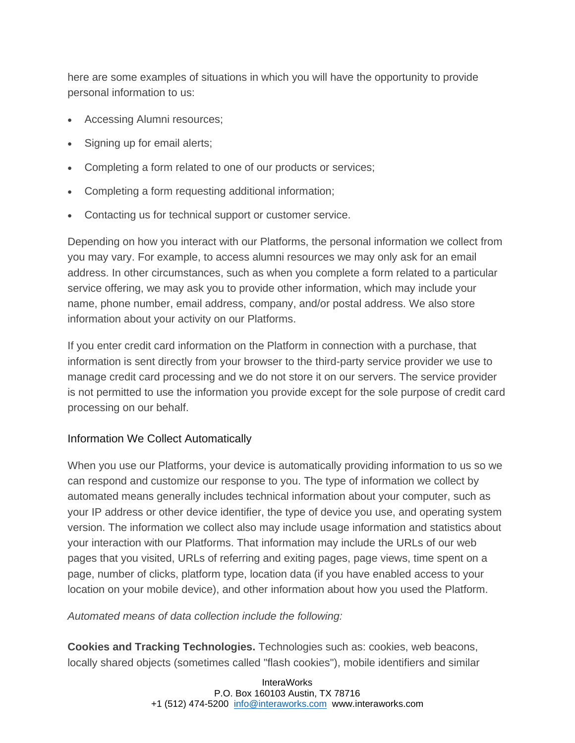here are some examples of situations in which you will have the opportunity to provide personal information to us:

- Accessing Alumni resources;
- Signing up for email alerts;
- Completing a form related to one of our products or services;
- Completing a form requesting additional information;
- Contacting us for technical support or customer service.

Depending on how you interact with our Platforms, the personal information we collect from you may vary. For example, to access alumni resources we may only ask for an email address. In other circumstances, such as when you complete a form related to a particular service offering, we may ask you to provide other information, which may include your name, phone number, email address, company, and/or postal address. We also store information about your activity on our Platforms.

If you enter credit card information on the Platform in connection with a purchase, that information is sent directly from your browser to the third-party service provider we use to manage credit card processing and we do not store it on our servers. The service provider is not permitted to use the information you provide except for the sole purpose of credit card processing on our behalf.

### Information We Collect Automatically

When you use our Platforms, your device is automatically providing information to us so we can respond and customize our response to you. The type of information we collect by automated means generally includes technical information about your computer, such as your IP address or other device identifier, the type of device you use, and operating system version. The information we collect also may include usage information and statistics about your interaction with our Platforms. That information may include the URLs of our web pages that you visited, URLs of referring and exiting pages, page views, time spent on a page, number of clicks, platform type, location data (if you have enabled access to your location on your mobile device), and other information about how you used the Platform.

*Automated means of data collection include the following:*

**Cookies and Tracking Technologies.** Technologies such as: cookies, web beacons, locally shared objects (sometimes called "flash cookies"), mobile identifiers and similar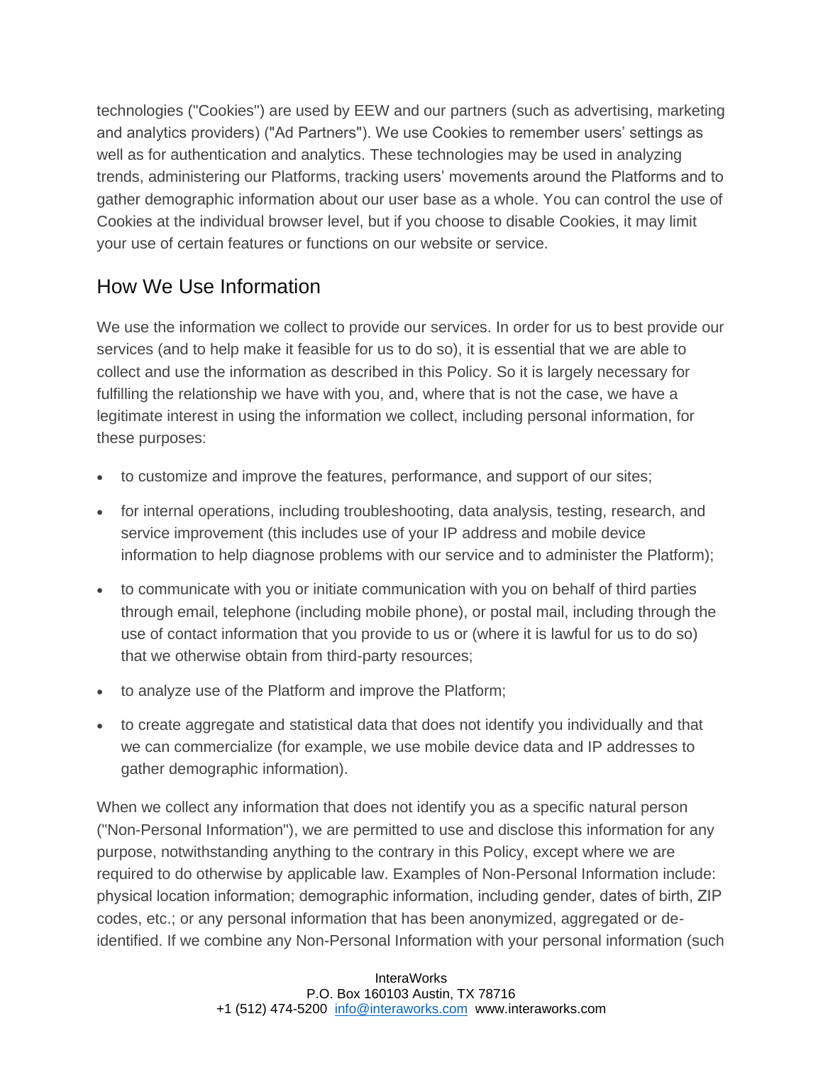technologies ("Cookies") are used by EEW and our partners (such as advertising, marketing and analytics providers) ("Ad Partners"). We use Cookies to remember users' settings as well as for authentication and analytics. These technologies may be used in analyzing trends, administering our Platforms, tracking users' movements around the Platforms and to gather demographic information about our user base as a whole. You can control the use of Cookies at the individual browser level, but if you choose to disable Cookies, it may limit your use of certain features or functions on our website or service.

## How We Use Information

We use the information we collect to provide our services. In order for us to best provide our services (and to help make it feasible for us to do so), it is essential that we are able to collect and use the information as described in this Policy. So it is largely necessary for fulfilling the relationship we have with you, and, where that is not the case, we have a legitimate interest in using the information we collect, including personal information, for these purposes:

- to customize and improve the features, performance, and support of our sites;
- for internal operations, including troubleshooting, data analysis, testing, research, and service improvement (this includes use of your IP address and mobile device information to help diagnose problems with our service and to administer the Platform);
- to communicate with you or initiate communication with you on behalf of third parties through email, telephone (including mobile phone), or postal mail, including through the use of contact information that you provide to us or (where it is lawful for us to do so) that we otherwise obtain from third-party resources;
- to analyze use of the Platform and improve the Platform;
- to create aggregate and statistical data that does not identify you individually and that we can commercialize (for example, we use mobile device data and IP addresses to gather demographic information).

When we collect any information that does not identify you as a specific natural person ("Non-Personal Information"), we are permitted to use and disclose this information for any purpose, notwithstanding anything to the contrary in this Policy, except where we are required to do otherwise by applicable law. Examples of Non-Personal Information include: physical location information; demographic information, including gender, dates of birth, ZIP codes, etc.; or any personal information that has been anonymized, aggregated or de-identified. If we combine any Non-Personal Information with your personal information (such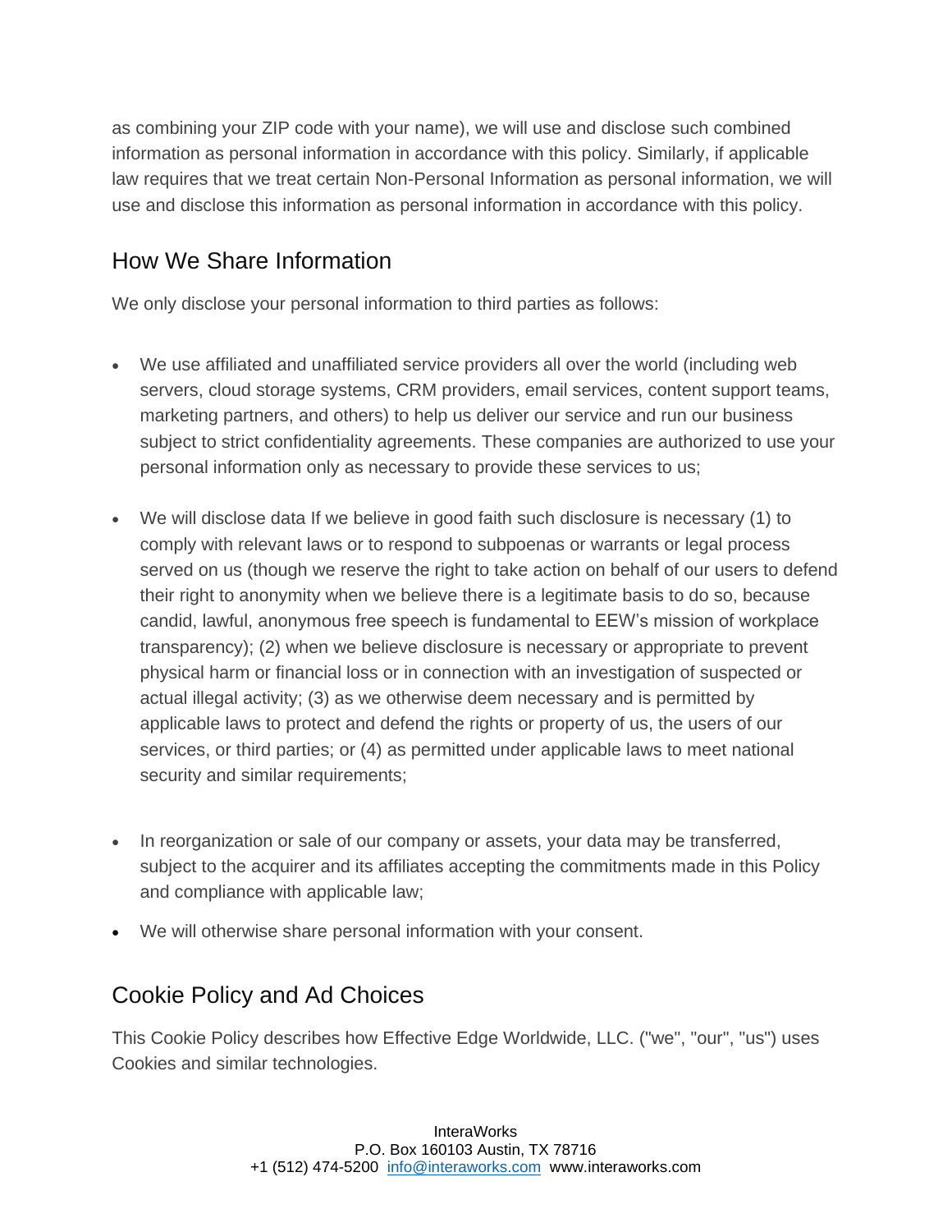as combining your ZIP code with your name), we will use and disclose such combined information as personal information in accordance with this policy. Similarly, if applicable law requires that we treat certain Non-Personal Information as personal information, we will use and disclose this information as personal information in accordance with this policy.

## How We Share Information

We only disclose your personal information to third parties as follows:

- We use affiliated and unaffiliated service providers all over the world (including web servers, cloud storage systems, CRM providers, email services, content support teams, marketing partners, and others) to help us deliver our service and run our business subject to strict confidentiality agreements. These companies are authorized to use your personal information only as necessary to provide these services to us;
- We will disclose data If we believe in good faith such disclosure is necessary (1) to comply with relevant laws or to respond to subpoenas or warrants or legal process served on us (though we reserve the right to take action on behalf of our users to defend their right to anonymity when we believe there is a legitimate basis to do so, because candid, lawful, anonymous free speech is fundamental to EEW's mission of workplace transparency); (2) when we believe disclosure is necessary or appropriate to prevent physical harm or financial loss or in connection with an investigation of suspected or actual illegal activity; (3) as we otherwise deem necessary and is permitted by applicable laws to protect and defend the rights or property of us, the users of our services, or third parties; or (4) as permitted under applicable laws to meet national security and similar requirements;
- In reorganization or sale of our company or assets, your data may be transferred, subject to the acquirer and its affiliates accepting the commitments made in this Policy and compliance with applicable law;
- We will otherwise share personal information with your consent.

## Cookie Policy and Ad Choices

This Cookie Policy describes how Effective Edge Worldwide, LLC. ("we", "our", "us") uses Cookies and similar technologies.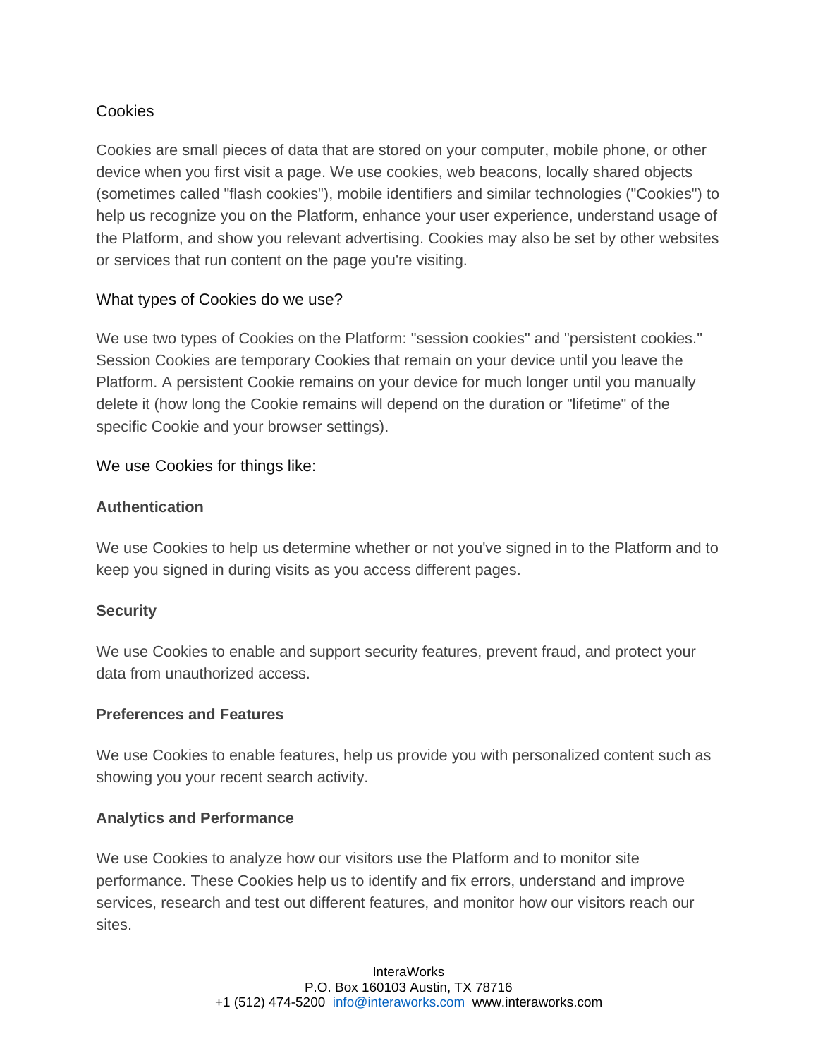## Cookies

Cookies are small pieces of data that are stored on your computer, mobile phone, or other device when you first visit a page. We use cookies, web beacons, locally shared objects (sometimes called "flash cookies"), mobile identifiers and similar technologies ("Cookies") to help us recognize you on the Platform, enhance your user experience, understand usage of the Platform, and show you relevant advertising. Cookies may also be set by other websites or services that run content on the page you're visiting.

### What types of Cookies do we use?

We use two types of Cookies on the Platform: "session cookies" and "persistent cookies." Session Cookies are temporary Cookies that remain on your device until you leave the Platform. A persistent Cookie remains on your device for much longer until you manually delete it (how long the Cookie remains will depend on the duration or "lifetime" of the specific Cookie and your browser settings).

### We use Cookies for things like:

**Authentication**

We use Cookies to help us determine whether or not you've signed in to the Platform and to keep you signed in during visits as you access different pages.

**Security**

We use Cookies to enable and support security features, prevent fraud, and protect your data from unauthorized access.

**Preferences and Features**

We use Cookies to enable features, help us provide you with personalized content such as showing you your recent search activity.

**Analytics and Performance**

We use Cookies to analyze how our visitors use the Platform and to monitor site performance. These Cookies help us to identify and fix errors, understand and improve services, research and test out different features, and monitor how our visitors reach our sites.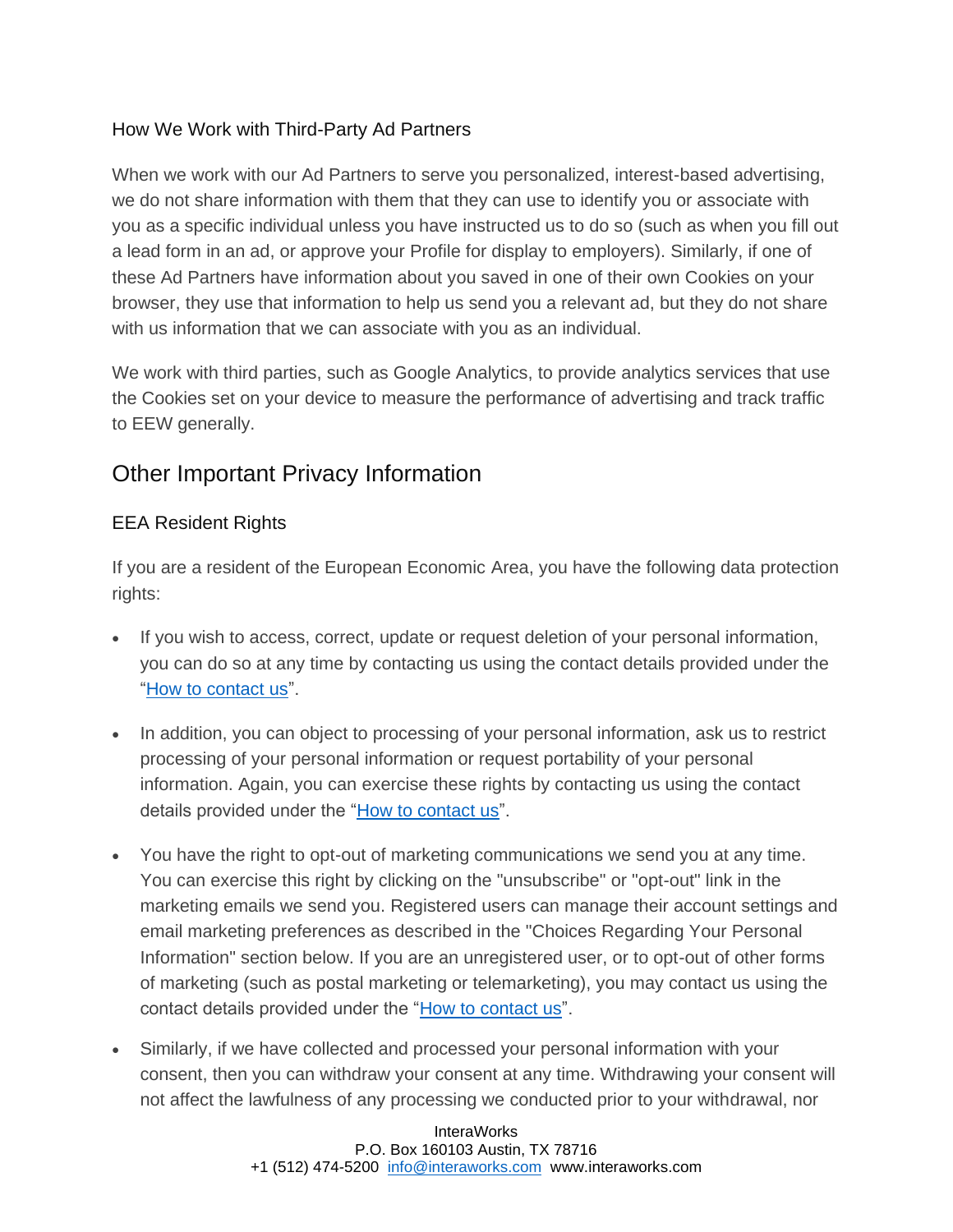### How We Work with Third-Party Ad Partners

When we work with our Ad Partners to serve you personalized, interest-based advertising, we do not share information with them that they can use to identify you or associate with you as a specific individual unless you have instructed us to do so (such as when you fill out a lead form in an ad, or approve your Profile for display to employers). Similarly, if one of these Ad Partners have information about you saved in one of their own Cookies on your browser, they use that information to help us send you a relevant ad, but they do not share with us information that we can associate with you as an individual.

We work with third parties, such as Google Analytics, to provide analytics services that use the Cookies set on your device to measure the performance of advertising and track traffic to EEW generally.

## Other Important Privacy Information

### EEA Resident Rights

If you are a resident of the European Economic Area, you have the following data protection rights:

- If you wish to access, correct, update or request deletion of your personal information, you can do so at any time by contacting us using the contact details provided under the "How to contact us".
- In addition, you can object to processing of your personal information, ask us to restrict processing of your personal information or request portability of your personal information. Again, you can exercise these rights by contacting us using the contact details provided under the "How to contact us".
- You have the right to opt-out of marketing communications we send you at any time. You can exercise this right by clicking on the "unsubscribe" or "opt-out" link in the marketing emails we send you. Registered users can manage their account settings and email marketing preferences as described in the "Choices Regarding Your Personal Information" section below. If you are an unregistered user, or to opt-out of other forms of marketing (such as postal marketing or telemarketing), you may contact us using the contact details provided under the "How to contact us".
- Similarly, if we have collected and processed your personal information with your consent, then you can withdraw your consent at any time. Withdrawing your consent will not affect the lawfulness of any processing we conducted prior to your withdrawal, nor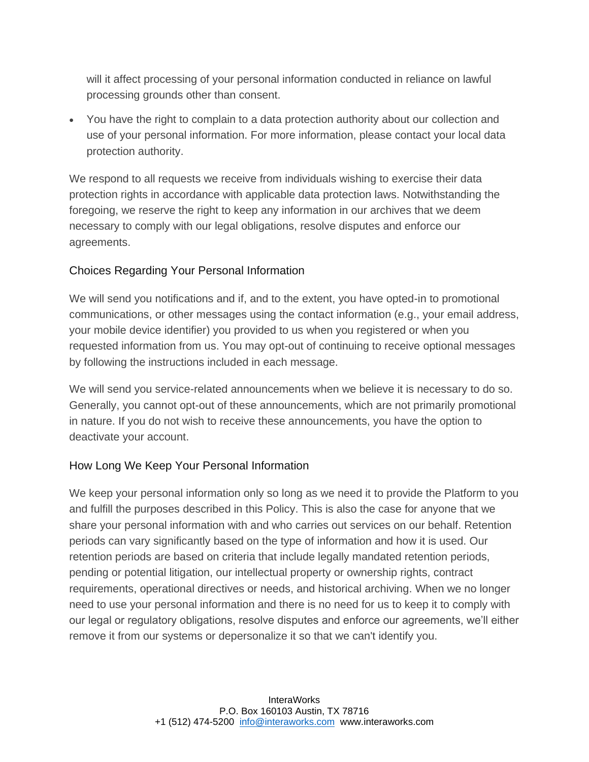will it affect processing of your personal information conducted in reliance on lawful processing grounds other than consent.

- You have the right to complain to a data protection authority about our collection and use of your personal information. For more information, please contact your local data protection authority.

We respond to all requests we receive from individuals wishing to exercise their data protection rights in accordance with applicable data protection laws. Notwithstanding the foregoing, we reserve the right to keep any information in our archives that we deem necessary to comply with our legal obligations, resolve disputes and enforce our agreements.

## Choices Regarding Your Personal Information

We will send you notifications and if, and to the extent, you have opted-in to promotional communications, or other messages using the contact information (e.g., your email address, your mobile device identifier) you provided to us when you registered or when you requested information from us. You may opt-out of continuing to receive optional messages by following the instructions included in each message.

We will send you service-related announcements when we believe it is necessary to do so. Generally, you cannot opt-out of these announcements, which are not primarily promotional in nature. If you do not wish to receive these announcements, you have the option to deactivate your account.

## How Long We Keep Your Personal Information

We keep your personal information only so long as we need it to provide the Platform to you and fulfill the purposes described in this Policy. This is also the case for anyone that we share your personal information with and who carries out services on our behalf. Retention periods can vary significantly based on the type of information and how it is used. Our retention periods are based on criteria that include legally mandated retention periods, pending or potential litigation, our intellectual property or ownership rights, contract requirements, operational directives or needs, and historical archiving. When we no longer need to use your personal information and there is no need for us to keep it to comply with our legal or regulatory obligations, resolve disputes and enforce our agreements, we'll either remove it from our systems or depersonalize it so that we can't identify you.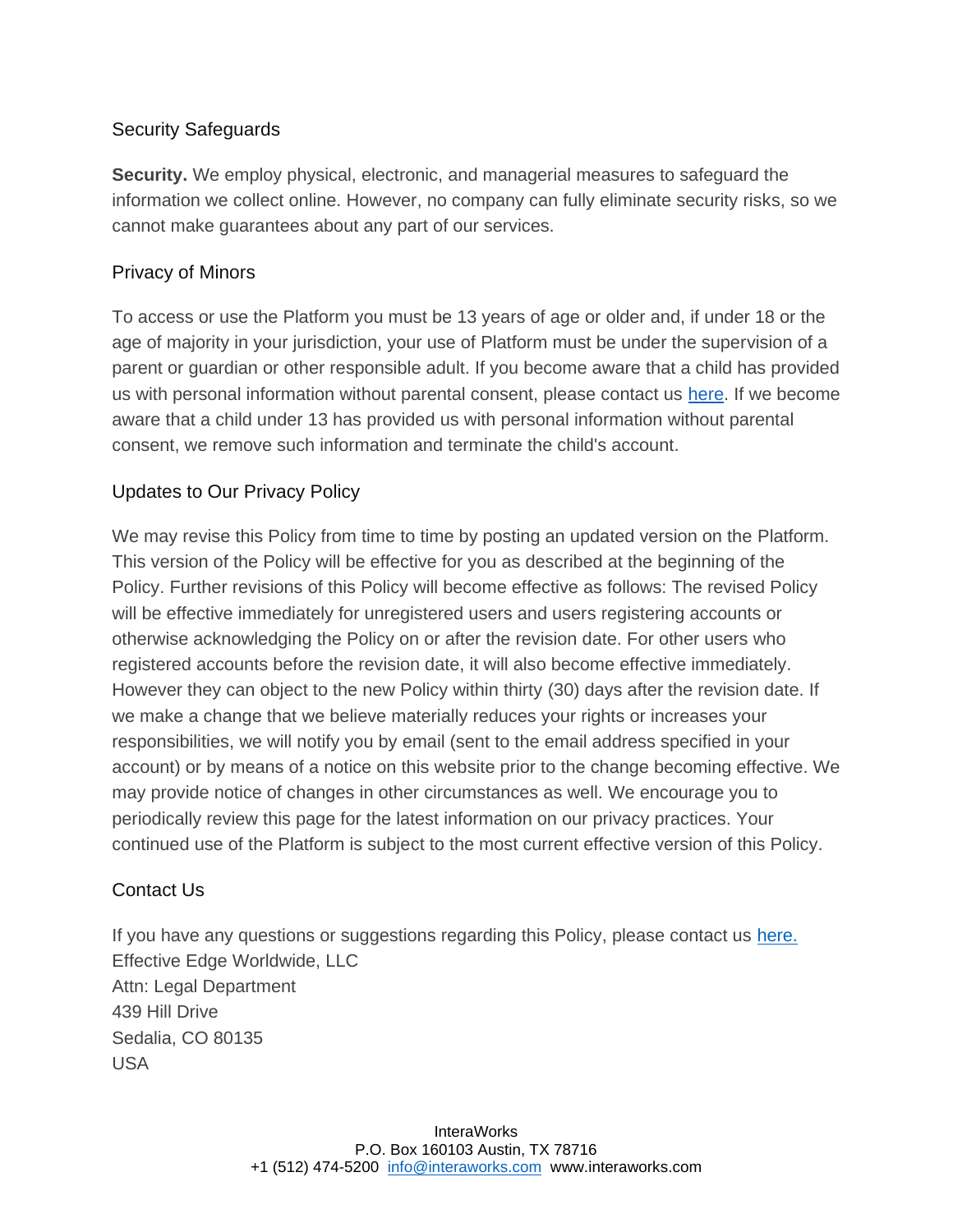## Security Safeguards

**Security.** We employ physical, electronic, and managerial measures to safeguard the information we collect online. However, no company can fully eliminate security risks, so we cannot make guarantees about any part of our services.

## Privacy of Minors

To access or use the Platform you must be 13 years of age or older and, if under 18 or the age of majority in your jurisdiction, your use of Platform must be under the supervision of a parent or guardian or other responsible adult. If you become aware that a child has provided us with personal information without parental consent, please contact us here. If we become aware that a child under 13 has provided us with personal information without parental consent, we remove such information and terminate the child's account.

## Updates to Our Privacy Policy

We may revise this Policy from time to time by posting an updated version on the Platform. This version of the Policy will be effective for you as described at the beginning of the Policy. Further revisions of this Policy will become effective as follows: The revised Policy will be effective immediately for unregistered users and users registering accounts or otherwise acknowledging the Policy on or after the revision date. For other users who registered accounts before the revision date, it will also become effective immediately. However they can object to the new Policy within thirty (30) days after the revision date. If we make a change that we believe materially reduces your rights or increases your responsibilities, we will notify you by email (sent to the email address specified in your account) or by means of a notice on this website prior to the change becoming effective. We may provide notice of changes in other circumstances as well. We encourage you to periodically review this page for the latest information on our privacy practices. Your continued use of the Platform is subject to the most current effective version of this Policy.

## Contact Us

If you have any questions or suggestions regarding this Policy, please contact us here.
Effective Edge Worldwide, LLC
Attn: Legal Department
439 Hill Drive
Sedalia, CO 80135
USA